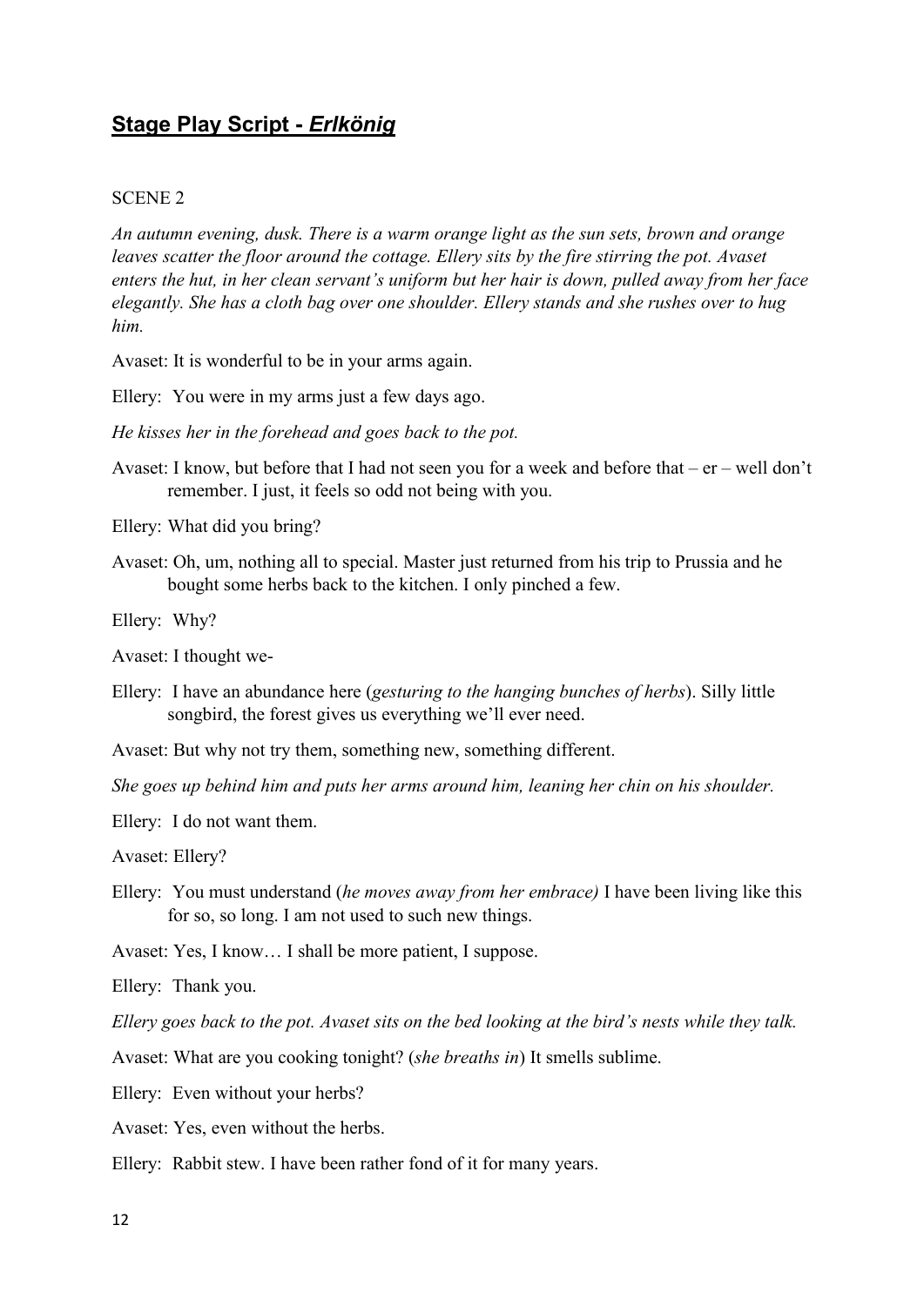## **Stage Play Script -** ***Erlkönig***

SCENE 2

*An autumn evening, dusk. There is a warm orange light as the sun sets, brown and orange leaves scatter the floor around the cottage. Ellery sits by the fire stirring the pot. Avaset enters the hut, in her clean servant's uniform but her hair is down, pulled away from her face elegantly. She has a cloth bag over one shoulder. Ellery stands and she rushes over to hug him.*

Avaset: It is wonderful to be in your arms again.

Ellery: You were in my arms just a few days ago.

*He kisses her in the forehead and goes back to the pot.*

Avaset: I know, but before that I had not seen you for a week and before that – er – well don't remember. I just, it feels so odd not being with you.

Ellery: What did you bring?

Avaset: Oh, um, nothing all to special. Master just returned from his trip to Prussia and he bought some herbs back to the kitchen. I only pinched a few.

Ellery: Why?

Avaset: I thought we-

Ellery: I have an abundance here (*gesturing to the hanging bunches of herbs*). Silly little songbird, the forest gives us everything we'll ever need.

Avaset: But why not try them, something new, something different.

*She goes up behind him and puts her arms around him, leaning her chin on his shoulder.*

Ellery: I do not want them.

Avaset: Ellery?

Ellery: You must understand (*he moves away from her embrace)* I have been living like this for so, so long. I am not used to such new things.

Avaset: Yes, I know… I shall be more patient, I suppose.

Ellery: Thank you.

*Ellery goes back to the pot. Avaset sits on the bed looking at the bird's nests while they talk.*

Avaset: What are you cooking tonight? (*she breaths in*) It smells sublime.

Ellery: Even without your herbs?

Avaset: Yes, even without the herbs.

Ellery: Rabbit stew. I have been rather fond of it for many years.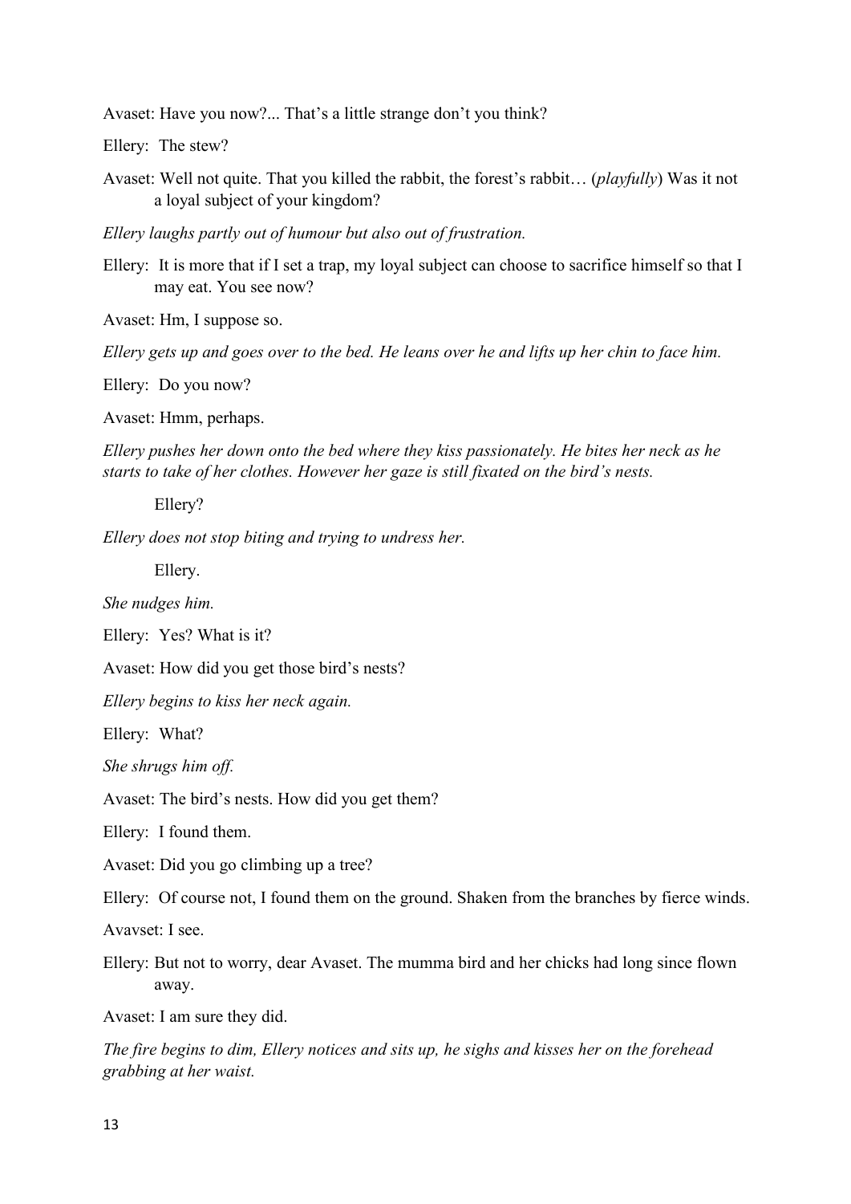Avaset: Have you now?... That's a little strange don't you think?

Ellery: The stew?

Avaset: Well not quite. That you killed the rabbit, the forest's rabbit… (*playfully*) Was it not a loyal subject of your kingdom?

*Ellery laughs partly out of humour but also out of frustration.*

Ellery: It is more that if I set a trap, my loyal subject can choose to sacrifice himself so that I may eat. You see now?

Avaset: Hm, I suppose so.

*Ellery gets up and goes over to the bed. He leans over he and lifts up her chin to face him.*

Ellery: Do you now?

Avaset: Hmm, perhaps.

*Ellery pushes her down onto the bed where they kiss passionately. He bites her neck as he starts to take of her clothes. However her gaze is still fixated on the bird's nests.*

Ellery?

*Ellery does not stop biting and trying to undress her.*

Ellery.

*She nudges him.*

Ellery: Yes? What is it?

Avaset: How did you get those bird's nests?

*Ellery begins to kiss her neck again.*

Ellery: What?

*She shrugs him off.*

Avaset: The bird's nests. How did you get them?

Ellery: I found them.

Avaset: Did you go climbing up a tree?

Ellery: Of course not, I found them on the ground. Shaken from the branches by fierce winds.

Avavset: I see.

Ellery: But not to worry, dear Avaset. The mumma bird and her chicks had long since flown away.

Avaset: I am sure they did.

*The fire begins to dim, Ellery notices and sits up, he sighs and kisses her on the forehead grabbing at her waist.*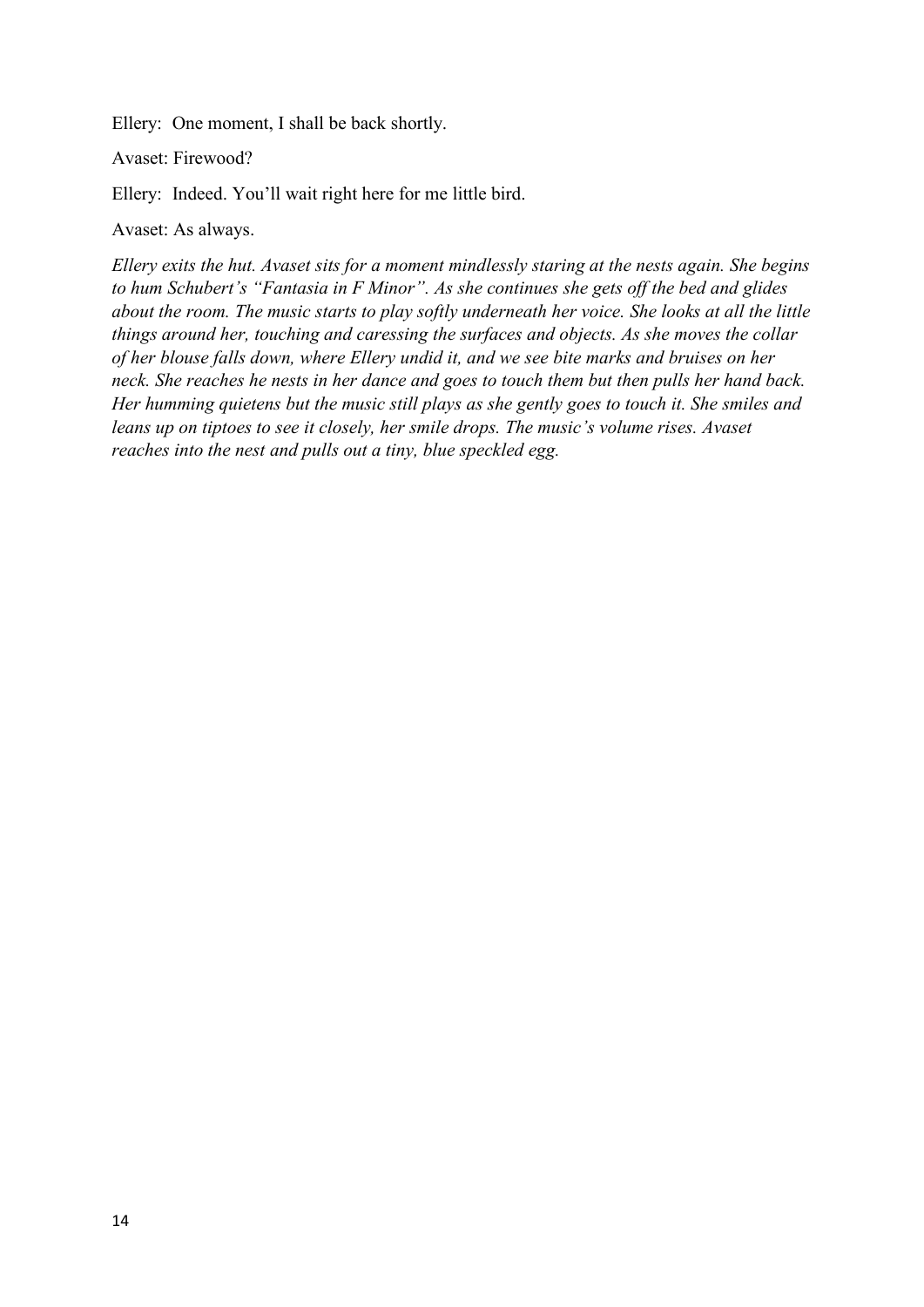Ellery: One moment, I shall be back shortly.

Avaset: Firewood?

Ellery: Indeed. You'll wait right here for me little bird.

Avaset: As always.

*Ellery exits the hut. Avaset sits for a moment mindlessly staring at the nests again. She begins to hum Schubert's "Fantasia in F Minor". As she continues she gets off the bed and glides about the room. The music starts to play softly underneath her voice. She looks at all the little things around her, touching and caressing the surfaces and objects. As she moves the collar of her blouse falls down, where Ellery undid it, and we see bite marks and bruises on her neck. She reaches he nests in her dance and goes to touch them but then pulls her hand back. Her humming quietens but the music still plays as she gently goes to touch it. She smiles and leans up on tiptoes to see it closely, her smile drops. The music's volume rises. Avaset reaches into the nest and pulls out a tiny, blue speckled egg.*